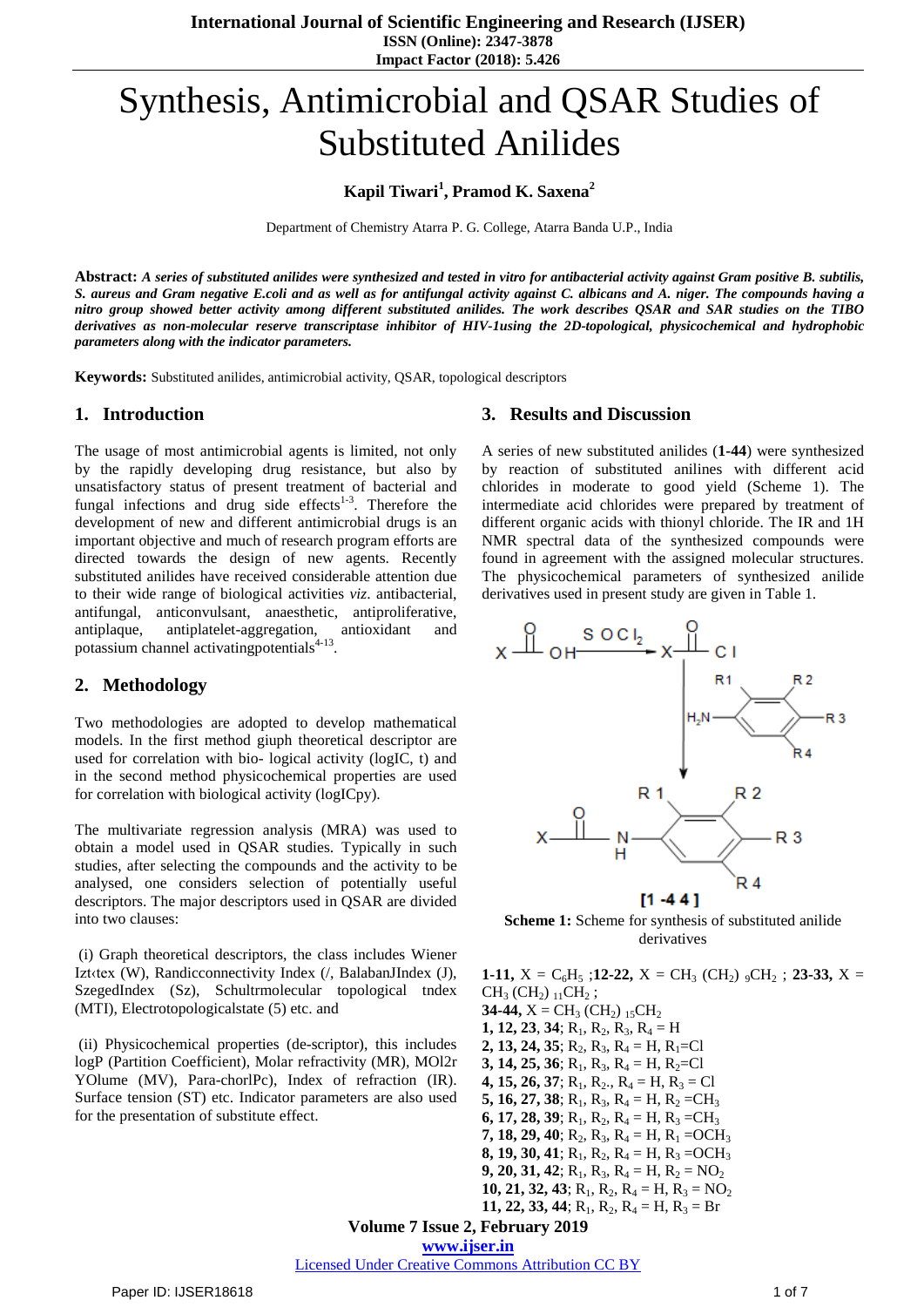# Synthesis, Antimicrobial and QSAR Studies of Substituted Anilides

**Kapil Tiwari[1], Pramod K. Saxena[2]**

Department of Chemistry Atarra P. G. College, Atarra Banda U.P., India

**Abstract:** ***A series of substituted anilides were synthesized and tested in vitro for antibacterial activity against Gram positive B. subtilis, S. aureus and Gram negative E.coli and as well as for antifungal activity against C. albicans and A. niger. The compounds having a nitro group showed better activity among different substituted anilides. The work describes QSAR and SAR studies on the TIBO derivatives as non-molecular reserve transcriptase inhibitor of HIV-1using the 2D-topological, physicochemical and hydrophobic parameters along with the indicator parameters.***

**Keywords:** Substituted anilides, antimicrobial activity, QSAR, topological descriptors

## 1. Introduction

The usage of most antimicrobial agents is limited, not only by the rapidly developing drug resistance, but also by unsatisfactory status of present treatment of bacterial and fungal infections and drug side effects[1-3]. Therefore the development of new and different antimicrobial drugs is an important objective and much of research program efforts are directed towards the design of new agents. Recently substituted anilides have received considerable attention due to their wide range of biological activities *viz.* antibacterial, antifungal, anticonvulsant, anaesthetic, antiproliferative, antiplaque, antiplatelet-aggregation, antioxidant and potassium channel activatingpotentials[4-13].

## 2. Methodology

Two methodologies are adopted to develop mathematical models. In the first method giuph theoretical descriptor are used for correlation with bio- logical activity (logIC, t) and in the second method physicochemical properties are used for correlation with biological activity (logICpy).

The multivariate regression analysis (MRA) was used to obtain a model used in QSAR studies. Typically in such studies, after selecting the compounds and the activity to be analysed, one considers selection of potentially useful descriptors. The major descriptors used in QSAR are divided into two clauses:

(i) Graph theoretical descriptors, the class includes Wiener Izt‹tex (W), Randicconnectivity Index (/, BalabanJIndex (J), SzegedIndex (Sz), Schultrmolecular topological tndex (MTI), Electrotopologicalstate (5) etc. and

(ii) Physicochemical properties (de-scriptor), this includes logP (Partition Coefficient), Molar refractivity (MR), MOl2r YOlume (MV), Para-chorlPc), Index of refraction (IR). Surface tension (ST) etc. Indicator parameters are also used for the presentation of substitute effect.

## 3. Results and Discussion

A series of new substituted anilides (**1-44**) were synthesized by reaction of substituted anilines with different acid chlorides in moderate to good yield (Scheme 1). The intermediate acid chlorides were prepared by treatment of different organic acids with thionyl chloride. The IR and 1H NMR spectral data of the synthesized compounds were found in agreement with the assigned molecular structures. The physicochemical parameters of synthesized anilide derivatives used in present study are given in Table 1.

**Scheme 1:** Scheme for synthesis of substituted anilide derivatives

**1-11,** X = $C_6H_5$ ;**12-22,** X = $CH_3(CH_2)_9CH_2$ ; **23-33,** X = $CH_3(CH_2)_{11}CH_2$ ;
**34-44,** X = $CH_3(CH_2)_{15}CH_2$
**1, 12, 23, 34**; $R_1$, $R_2$, $R_3$, $R_4$ = H
**2, 13, 24, 35**; $R_2$, $R_3$, $R_4$ = H, $R_1$=Cl
**3, 14, 25, 36**; $R_1$, $R_3$, $R_4$ = H, $R_2$=Cl
**4, 15, 26, 37**; $R_1$, $R_2$., $R_4$ = H, $R_3$ = Cl
**5, 16, 27, 38**; $R_1$, $R_3$, $R_4$ = H, $R_2$ =$CH_3$
**6, 17, 28, 39**; $R_1$, $R_2$, $R_4$ = H, $R_3$ =$CH_3$
**7, 18, 29, 40**; $R_2$, $R_3$, $R_4$ = H, $R_1$ =$OCH_3$
**8, 19, 30, 41**; $R_1$, $R_2$, $R_4$ = H, $R_3$ =$OCH_3$
**9, 20, 31, 42**; $R_1$, $R_3$, $R_4$ = H, $R_2$ = $NO_2$
**10, 21, 32, 43**; $R_1$, $R_2$, $R_4$ = H, $R_3$ = $NO_2$
**11, 22, 33, 44**; $R_1$, $R_2$, $R_4$ = H, $R_3$ = Br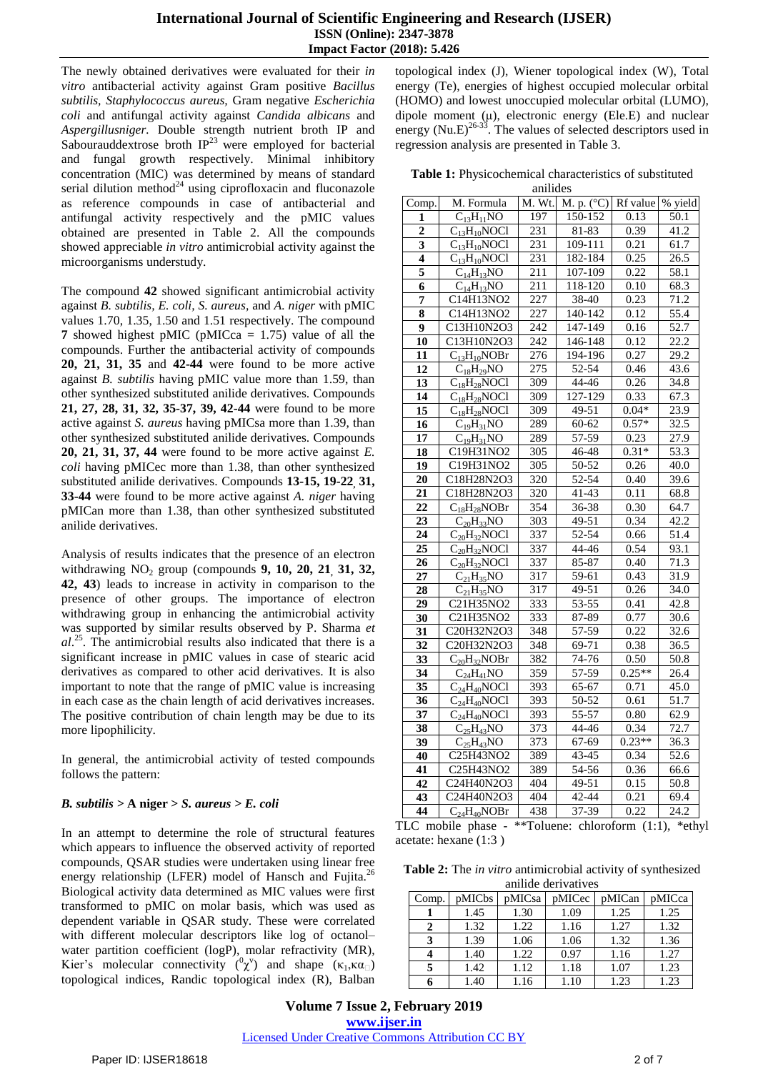The newly obtained derivatives were evaluated for their *in vitro* antibacterial activity against Gram positive *Bacillus subtilis, Staphylococcus aureus,* Gram negative *Escherichia coli* and antifungal activity against *Candida albicans* and *Aspergillusniger.* Double strength nutrient broth IP and Sabourauddextrose broth IP[23] were employed for bacterial and fungal growth respectively. Minimal inhibitory concentration (MIC) was determined by means of standard serial dilution method[24] using ciprofloxacin and fluconazole as reference compounds in case of antibacterial and antifungal activity respectively and the pMIC values obtained are presented in Table 2. All the compounds showed appreciable *in vitro* antimicrobial activity against the microorganisms understudy.

The compound **42** showed significant antimicrobial activity against *B. subtilis, E. coli, S. aureus,* and *A. niger* with pMIC values 1.70, 1.35, 1.50 and 1.51 respectively. The compound **7** showed highest pMIC (pMICca = 1.75) value of all the compounds. Further the antibacterial activity of compounds **20, 21, 31, 35** and **42-44** were found to be more active against *B. subtilis* having pMIC value more than 1.59, than other synthesized substituted anilide derivatives. Compounds **21, 27, 28, 31, 32, 35-37, 39, 42-44** were found to be more active against *S. aureus* having pMICsa more than 1.39, than other synthesized substituted anilide derivatives. Compounds **20, 21, 31, 37, 44** were found to be more active against *E. coli* having pMICec more than 1.38, than other synthesized substituted anilide derivatives. Compounds **13-15, 19-22, 31, 33-44** were found to be more active against *A. niger* having pMICan more than 1.38, than other synthesized substituted anilide derivatives.

Analysis of results indicates that the presence of an electron withdrawing $NO_2$ group (compounds **9, 10, 20, 21, 31, 32, 42, 43**) leads to increase in activity in comparison to the presence of other groups. The importance of electron withdrawing group in enhancing the antimicrobial activity was supported by similar results observed by P. Sharma *et al*.[25]. The antimicrobial results also indicated that there is a significant increase in pMIC values in case of stearic acid derivatives as compared to other acid derivatives. It is also important to note that the range of pMIC value is increasing in each case as the chain length of acid derivatives increases. The positive contribution of chain length may be due to its more lipophilicity.

In general, the antimicrobial activity of tested compounds follows the pattern:

***B. subtilis* > A niger > *S. aureus* > *E. coli***

In an attempt to determine the role of structural features which appears to influence the observed activity of reported compounds, QSAR studies were undertaken using linear free energy relationship (LFER) model of Hansch and Fujita.[26] Biological activity data determined as MIC values were first transformed to pMIC on molar basis, which was used as dependent variable in QSAR study. These were correlated with different molecular descriptors like log of octanol–water partition coefficient (logP), molar refractivity (MR), Kier's molecular connectivity ($^0\chi^v$) and shape ($\kappa_1, \kappa\alpha_1$) topological indices, Randic topological index (R), Balban topological index (J), Wiener topological index (W), Total energy (Te), energies of highest occupied molecular orbital (HOMO) and lowest unoccupied molecular orbital (LUMO), dipole moment (μ), electronic energy (Ele.E) and nuclear energy (Nu.E)[26-33]. The values of selected descriptors used in regression analysis are presented in Table 3.

**Table 1:** Physicochemical characteristics of substituted anilides

| Comp. | M. Formula | M. Wt. | M. p. (°C) | Rf value | % yield |
|---|---|---|---|---|---|
| 1 | $C_{13}H_{11}NO$ | 197 | 150-152 | 0.13 | 50.1 |
| 2 | $C_{13}H_{10}NOCl$ | 231 | 81-83 | 0.39 | 41.2 |
| 3 | $C_{13}H_{10}NOCl$ | 231 | 109-111 | 0.21 | 61.7 |
| 4 | $C_{13}H_{10}NOCl$ | 231 | 182-184 | 0.25 | 26.5 |
| 5 | $C_{14}H_{13}NO$ | 211 | 107-109 | 0.22 | 58.1 |
| 6 | $C_{14}H_{13}NO$ | 211 | 118-120 | 0.10 | 68.3 |
| 7 | C14H13NO2 | 227 | 38-40 | 0.23 | 71.2 |
| 8 | C14H13NO2 | 227 | 140-142 | 0.12 | 55.4 |
| 9 | C13H10N2O3 | 242 | 147-149 | 0.16 | 52.7 |
| 10 | C13H10N2O3 | 242 | 146-148 | 0.12 | 22.2 |
| 11 | $C_{13}H_{10}NOBr$ | 276 | 194-196 | 0.27 | 29.2 |
| 12 | $C_{18}H_{29}NO$ | 275 | 52-54 | 0.46 | 43.6 |
| 13 | $C_{18}H_{28}NOCl$ | 309 | 44-46 | 0.26 | 34.8 |
| 14 | $C_{18}H_{28}NOCl$ | 309 | 127-129 | 0.33 | 67.3 |
| 15 | $C_{18}H_{28}NOCl$ | 309 | 49-51 | 0.04* | 23.9 |
| 16 | $C_{19}H_{31}NO$ | 289 | 60-62 | 0.57* | 32.5 |
| 17 | $C_{19}H_{31}NO$ | 289 | 57-59 | 0.23 | 27.9 |
| 18 | C19H31NO2 | 305 | 46-48 | 0.31* | 53.3 |
| 19 | C19H31NO2 | 305 | 50-52 | 0.26 | 40.0 |
| 20 | C18H28N2O3 | 320 | 52-54 | 0.40 | 39.6 |
| 21 | C18H28N2O3 | 320 | 41-43 | 0.11 | 68.8 |
| 22 | $C_{18}H_{28}NOBr$ | 354 | 36-38 | 0.30 | 64.7 |
| 23 | $C_{20}H_{33}NO$ | 303 | 49-51 | 0.34 | 42.2 |
| 24 | $C_{20}H_{32}NOCl$ | 337 | 52-54 | 0.66 | 51.4 |
| 25 | $C_{20}H_{32}NOCl$ | 337 | 44-46 | 0.54 | 93.1 |
| 26 | $C_{20}H_{32}NOCl$ | 337 | 85-87 | 0.40 | 71.3 |
| 27 | $C_{21}H_{35}NO$ | 317 | 59-61 | 0.43 | 31.9 |
| 28 | $C_{21}H_{35}NO$ | 317 | 49-51 | 0.26 | 34.0 |
| 29 | C21H35NO2 | 333 | 53-55 | 0.41 | 42.8 |
| 30 | C21H35NO2 | 333 | 87-89 | 0.77 | 30.6 |
| 31 | C20H32N2O3 | 348 | 57-59 | 0.22 | 32.6 |
| 32 | C20H32N2O3 | 348 | 69-71 | 0.38 | 36.5 |
| 33 | $C_{20}H_{32}NOBr$ | 382 | 74-76 | 0.50 | 50.8 |
| 34 | $C_{24}H_{41}NO$ | 359 | 57-59 | 0.25** | 26.4 |
| 35 | $C_{24}H_{40}NOCl$ | 393 | 65-67 | 0.71 | 45.0 |
| 36 | $C_{24}H_{40}NOCl$ | 393 | 50-52 | 0.61 | 51.7 |
| 37 | $C_{24}H_{40}NOCl$ | 393 | 55-57 | 0.80 | 62.9 |
| 38 | $C_{25}H_{43}NO$ | 373 | 44-46 | 0.34 | 72.7 |
| 39 | $C_{25}H_{43}NO$ | 373 | 67-69 | 0.23** | 36.3 |
| 40 | C25H43NO2 | 389 | 43-45 | 0.34 | 52.6 |
| 41 | C25H43NO2 | 389 | 54-56 | 0.36 | 66.6 |
| 42 | C24H40N2O3 | 404 | 49-51 | 0.15 | 50.8 |
| 43 | C24H40N2O3 | 404 | 42-44 | 0.21 | 69.4 |
| 44 | $C_{24}H_{40}NOBr$ | 438 | 37-39 | 0.22 | 24.2 |

TLC mobile phase - **Toluene: chloroform (1:1), *ethyl acetate: hexane (1:3 )

**Table 2:** The *in vitro* antimicrobial activity of synthesized anilide derivatives

| Comp. | pMICbs | pMICsa | pMICec | pMICan | pMICca |
|---|---|---|---|---|---|
| 1 | 1.45 | 1.30 | 1.09 | 1.25 | 1.25 |
| 2 | 1.32 | 1.22 | 1.16 | 1.27 | 1.32 |
| 3 | 1.39 | 1.06 | 1.06 | 1.32 | 1.36 |
| 4 | 1.40 | 1.22 | 0.97 | 1.16 | 1.27 |
| 5 | 1.42 | 1.12 | 1.18 | 1.07 | 1.23 |
| 6 | 1.40 | 1.16 | 1.10 | 1.23 | 1.23 |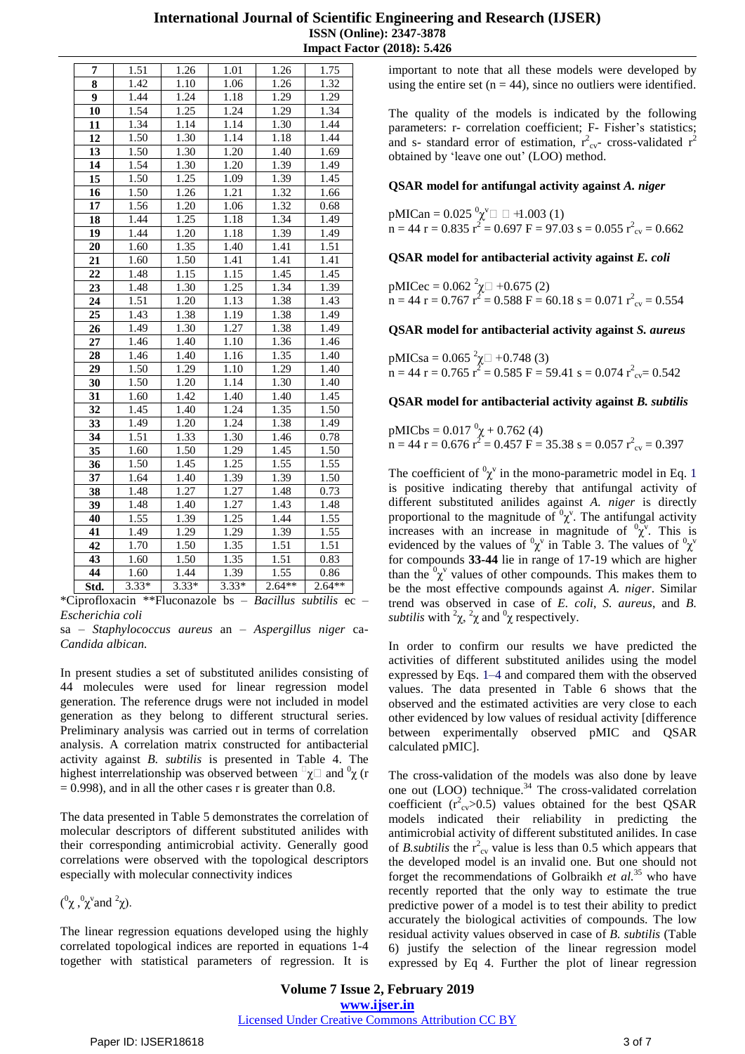| 7 | 1.51 | 1.26 | 1.01 | 1.26 | 1.75 |
|---|---|---|---|---|---|
| **8** | 1.42 | 1.10 | 1.06 | 1.26 | 1.32 |
| **9** | 1.44 | 1.24 | 1.18 | 1.29 | 1.29 |
| **10** | 1.54 | 1.25 | 1.24 | 1.29 | 1.34 |
| **11** | 1.34 | 1.14 | 1.14 | 1.30 | 1.44 |
| **12** | 1.50 | 1.30 | 1.14 | 1.18 | 1.44 |
| **13** | 1.50 | 1.30 | 1.20 | 1.40 | 1.69 |
| **14** | 1.54 | 1.30 | 1.20 | 1.39 | 1.49 |
| **15** | 1.50 | 1.25 | 1.09 | 1.39 | 1.45 |
| **16** | 1.50 | 1.26 | 1.21 | 1.32 | 1.66 |
| **17** | 1.56 | 1.20 | 1.06 | 1.32 | 0.68 |
| **18** | 1.44 | 1.25 | 1.18 | 1.34 | 1.49 |
| **19** | 1.44 | 1.20 | 1.18 | 1.39 | 1.49 |
| **20** | 1.60 | 1.35 | 1.40 | 1.41 | 1.51 |
| **21** | 1.60 | 1.50 | 1.41 | 1.41 | 1.41 |
| **22** | 1.48 | 1.15 | 1.15 | 1.45 | 1.45 |
| **23** | 1.48 | 1.30 | 1.25 | 1.34 | 1.39 |
| **24** | 1.51 | 1.20 | 1.13 | 1.38 | 1.43 |
| **25** | 1.43 | 1.38 | 1.19 | 1.38 | 1.49 |
| **26** | 1.49 | 1.30 | 1.27 | 1.38 | 1.49 |
| **27** | 1.46 | 1.40 | 1.10 | 1.36 | 1.46 |
| **28** | 1.46 | 1.40 | 1.16 | 1.35 | 1.40 |
| **29** | 1.50 | 1.29 | 1.10 | 1.29 | 1.40 |
| **30** | 1.50 | 1.20 | 1.14 | 1.30 | 1.40 |
| **31** | 1.60 | 1.42 | 1.40 | 1.40 | 1.45 |
| **32** | 1.45 | 1.40 | 1.24 | 1.35 | 1.50 |
| **33** | 1.49 | 1.20 | 1.24 | 1.38 | 1.49 |
| **34** | 1.51 | 1.33 | 1.30 | 1.46 | 0.78 |
| **35** | 1.60 | 1.50 | 1.29 | 1.45 | 1.50 |
| **36** | 1.50 | 1.45 | 1.25 | 1.55 | 1.55 |
| **37** | 1.64 | 1.40 | 1.39 | 1.39 | 1.50 |
| **38** | 1.48 | 1.27 | 1.27 | 1.48 | 0.73 |
| **39** | 1.48 | 1.40 | 1.27 | 1.43 | 1.48 |
| **40** | 1.55 | 1.39 | 1.25 | 1.44 | 1.55 |
| **41** | 1.49 | 1.29 | 1.29 | 1.39 | 1.55 |
| **42** | 1.70 | 1.50 | 1.35 | 1.51 | 1.51 |
| **43** | 1.60 | 1.50 | 1.35 | 1.51 | 0.83 |
| **44** | 1.60 | 1.44 | 1.39 | 1.55 | 0.86 |
| **Std.** | 3.33* | 3.33* | 3.33* | 2.64** | 2.64** |

*Ciprofloxacin **Fluconazole bs – *Bacillus subtilis* ec – *Escherichia coli*

sa – *Staphylococcus aureus* an – *Aspergillus niger* ca- *Candida albican.*

In present studies a set of substituted anilides consisting of 44 molecules were used for linear regression model generation. The reference drugs were not included in model generation as they belong to different structural series. Preliminary analysis was carried out in terms of correlation analysis. A correlation matrix constructed for antibacterial activity against *B. subtilis* is presented in Table 4. The highest interrelationship was observed between $\chi$ and ${}^0\chi$ ($r = 0.998$), and in all the other cases r is greater than 0.8.

The data presented in Table 5 demonstrates the correlation of molecular descriptors of different substituted anilides with their corresponding antimicrobial activity. Generally good correlations were observed with the topological descriptors especially with molecular connectivity indices

(${}^0\chi$, ${}^0\chi^v$ and ${}^2\chi$).

The linear regression equations developed using the highly correlated topological indices are reported in equations 1-4 together with statistical parameters of regression. It is important to note that all these models were developed by using the entire set ($n = 44$), since no outliers were identified.

The quality of the models is indicated by the following parameters: r- correlation coefficient; F- Fisher's statistics; and s- standard error of estimation, $r^2_{cv}$- cross-validated $r^2$ obtained by 'leave one out' (LOO) method.

**QSAR model for antifungal activity against *A. niger***

$$pMICan = 0.025\ {}^0\chi^v + 1.003 \quad (1)$$
$n = 44$ $r = 0.835$ $r^2 = 0.697$ $F = 97.03$ $s = 0.055$ $r^2_{cv} = 0.662$

**QSAR model for antibacterial activity against *E. coli***

$$pMICec = 0.062\ {}^2\chi + 0.675 \quad (2)$$
$n = 44$ $r = 0.767$ $r^2 = 0.588$ $F = 60.18$ $s = 0.071$ $r^2_{cv} = 0.554$

**QSAR model for antibacterial activity against *S. aureus***

$$pMICsa = 0.065\ {}^2\chi + 0.748 \quad (3)$$
$n = 44$ $r = 0.765$ $r^2 = 0.585$ $F = 59.41$ $s = 0.074$ $r^2_{cv} = 0.542$

**QSAR model for antibacterial activity against *B. subtilis***

$$pMICbs = 0.017\ {}^0\chi + 0.762 \quad (4)$$
$n = 44$ $r = 0.676$ $r^2 = 0.457$ $F = 35.38$ $s = 0.057$ $r^2_{cv} = 0.397$

The coefficient of ${}^0\chi^v$ in the mono-parametric model in Eq. 1 is positive indicating thereby that antifungal activity of different substituted anilides against *A. niger* is directly proportional to the magnitude of ${}^0\chi^v$. The antifungal activity increases with an increase in magnitude of ${}^0\chi^v$. This is evidenced by the values of ${}^0\chi^v$ in Table 3. The values of ${}^0\chi^v$ for compounds **33-44** lie in range of 17-19 which are higher than the ${}^0\chi^v$ values of other compounds. This makes them to be the most effective compounds against *A. niger*. Similar trend was observed in case of *E. coli*, *S. aureus*, and *B. subtilis* with ${}^2\chi$, ${}^2\chi$ and ${}^0\chi$ respectively.

In order to confirm our results we have predicted the activities of different substituted anilides using the model expressed by Eqs. 1–4 and compared them with the observed values. The data presented in Table 6 shows that the observed and the estimated activities are very close to each other evidenced by low values of residual activity [difference between experimentally observed pMIC and QSAR calculated pMIC].

The cross-validation of the models was also done by leave one out (LOO) technique.[34] The cross-validated correlation coefficient ($r^2_{cv} > 0.5$) values obtained for the best QSAR models indicated their reliability in predicting the antimicrobial activity of different substituted anilides. In case of *B.subtilis* the $r^2_{cv}$ value is less than 0.5 which appears that the developed model is an invalid one. But one should not forget the recommendations of Golbraikh *et al.*[35] who have recently reported that the only way to estimate the true predictive power of a model is to test their ability to predict accurately the biological activities of compounds. The low residual activity values observed in case of *B. subtilis* (Table 6) justify the selection of the linear regression model expressed by Eq 4. Further the plot of linear regression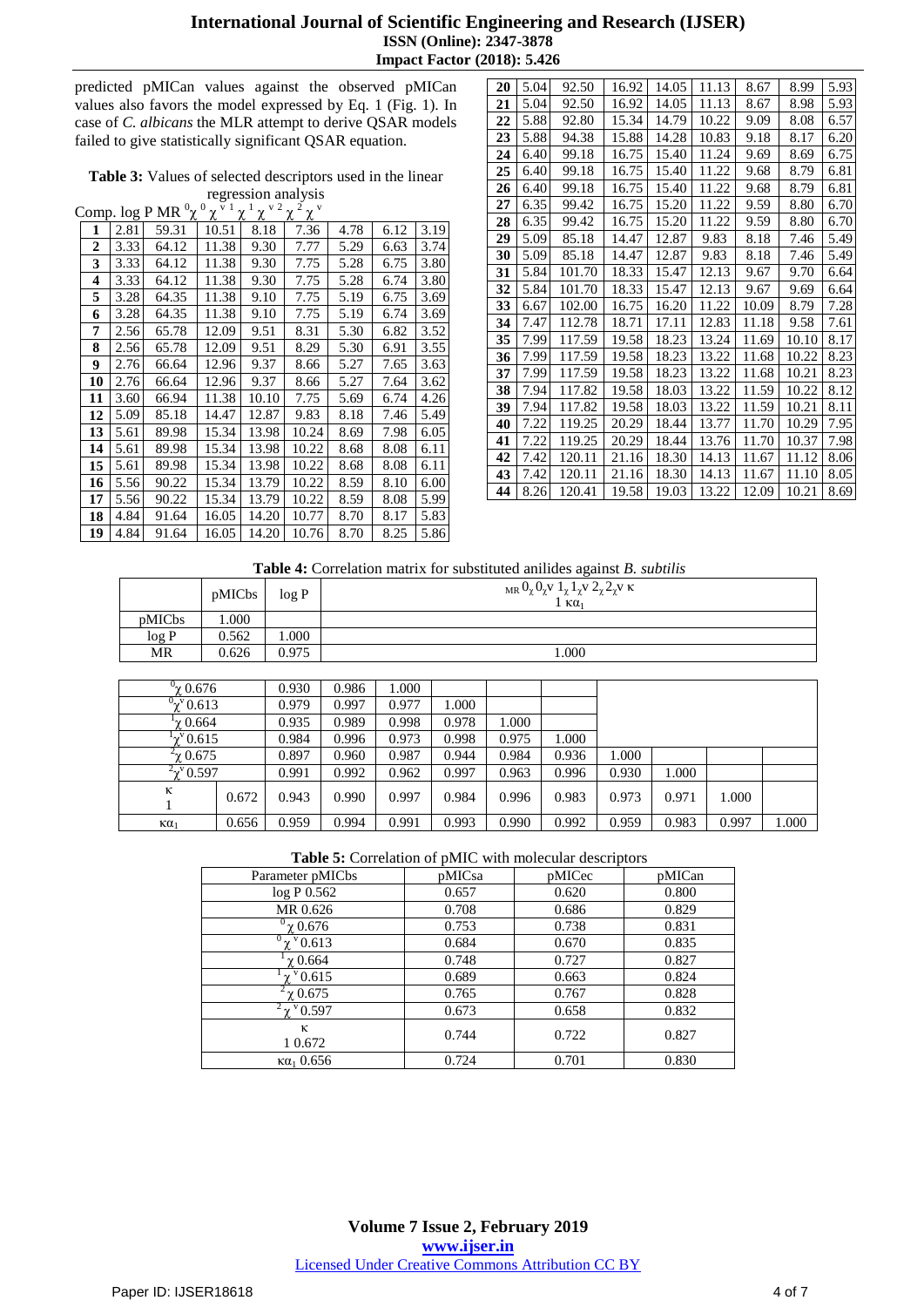predicted pMICan values against the observed pMICan values also favors the model expressed by Eq. 1 (Fig. 1). In case of *C. albicans* the MLR attempt to derive QSAR models failed to give statistically significant QSAR equation.

**Table 3:** Values of selected descriptors used in the linear regression analysis

| Comp. | log P | MR | $^0\chi$ | $^0\chi^v$ | $^1\chi$ | $^1\chi^v$ | $^2\chi$ | $^2\chi^v$ |
|---|---|---|---|---|---|---|---|---|
| **1** | 2.81 | 59.31 | 10.51 | 8.18 | 7.36 | 4.78 | 6.12 | 3.19 |
| **2** | 3.33 | 64.12 | 11.38 | 9.30 | 7.77 | 5.29 | 6.63 | 3.74 |
| **3** | 3.33 | 64.12 | 11.38 | 9.30 | 7.75 | 5.28 | 6.75 | 3.80 |
| **4** | 3.33 | 64.12 | 11.38 | 9.30 | 7.75 | 5.28 | 6.74 | 3.80 |
| **5** | 3.28 | 64.35 | 11.38 | 9.10 | 7.75 | 5.19 | 6.75 | 3.69 |
| **6** | 3.28 | 64.35 | 11.38 | 9.10 | 7.75 | 5.19 | 6.74 | 3.69 |
| **7** | 2.56 | 65.78 | 12.09 | 9.51 | 8.31 | 5.30 | 6.82 | 3.52 |
| **8** | 2.56 | 65.78 | 12.09 | 9.51 | 8.29 | 5.30 | 6.91 | 3.55 |
| **9** | 2.76 | 66.64 | 12.96 | 9.37 | 8.66 | 5.27 | 7.65 | 3.63 |
| **10** | 2.76 | 66.64 | 12.96 | 9.37 | 8.66 | 5.27 | 7.64 | 3.62 |
| **11** | 3.60 | 66.94 | 11.38 | 10.10 | 7.75 | 5.69 | 6.74 | 4.26 |
| **12** | 5.09 | 85.18 | 14.47 | 12.87 | 9.83 | 8.18 | 7.46 | 5.49 |
| **13** | 5.61 | 89.98 | 15.34 | 13.98 | 10.24 | 8.69 | 7.98 | 6.05 |
| **14** | 5.61 | 89.98 | 15.34 | 13.98 | 10.22 | 8.68 | 8.08 | 6.11 |
| **15** | 5.61 | 89.98 | 15.34 | 13.98 | 10.22 | 8.68 | 8.08 | 6.11 |
| **16** | 5.56 | 90.22 | 15.34 | 13.79 | 10.22 | 8.59 | 8.10 | 6.00 |
| **17** | 5.56 | 90.22 | 15.34 | 13.79 | 10.22 | 8.59 | 8.08 | 5.99 |
| **18** | 4.84 | 91.64 | 16.05 | 14.20 | 10.77 | 8.70 | 8.17 | 5.83 |
| **19** | 4.84 | 91.64 | 16.05 | 14.20 | 10.76 | 8.70 | 8.25 | 5.86 |
| **20** | 5.04 | 92.50 | 16.92 | 14.05 | 11.13 | 8.67 | 8.99 | 5.93 |
| **21** | 5.04 | 92.50 | 16.92 | 14.05 | 11.13 | 8.67 | 8.98 | 5.93 |
| **22** | 5.88 | 92.80 | 15.34 | 14.79 | 10.22 | 9.09 | 8.08 | 6.57 |
| **23** | 5.88 | 94.38 | 15.88 | 14.28 | 10.83 | 9.18 | 8.17 | 6.20 |
| **24** | 6.40 | 99.18 | 16.75 | 15.40 | 11.24 | 9.69 | 8.69 | 6.75 |
| **25** | 6.40 | 99.18 | 16.75 | 15.40 | 11.22 | 9.68 | 8.79 | 6.81 |
| **26** | 6.40 | 99.18 | 16.75 | 15.40 | 11.22 | 9.68 | 8.79 | 6.81 |
| **27** | 6.35 | 99.42 | 16.75 | 15.20 | 11.22 | 9.59 | 8.80 | 6.70 |
| **28** | 6.35 | 99.42 | 16.75 | 15.20 | 11.22 | 9.59 | 8.80 | 6.70 |
| **29** | 5.09 | 85.18 | 14.47 | 12.87 | 9.83 | 8.18 | 7.46 | 5.49 |
| **30** | 5.09 | 85.18 | 14.47 | 12.87 | 9.83 | 8.18 | 7.46 | 5.49 |
| **31** | 5.84 | 101.70 | 18.33 | 15.47 | 12.13 | 9.67 | 9.70 | 6.64 |
| **32** | 5.84 | 101.70 | 18.33 | 15.47 | 12.13 | 9.67 | 9.69 | 6.64 |
| **33** | 6.67 | 102.00 | 16.75 | 16.20 | 11.22 | 10.09 | 8.79 | 7.28 |
| **34** | 7.47 | 112.78 | 18.71 | 17.11 | 12.83 | 11.18 | 9.58 | 7.61 |
| **35** | 7.99 | 117.59 | 19.58 | 18.23 | 13.24 | 11.69 | 10.10 | 8.17 |
| **36** | 7.99 | 117.59 | 19.58 | 18.23 | 13.22 | 11.68 | 10.22 | 8.23 |
| **37** | 7.99 | 117.59 | 19.58 | 18.23 | 13.22 | 11.68 | 10.21 | 8.23 |
| **38** | 7.94 | 117.82 | 19.58 | 18.03 | 13.22 | 11.59 | 10.22 | 8.12 |
| **39** | 7.94 | 117.82 | 19.58 | 18.03 | 13.22 | 11.59 | 10.21 | 8.11 |
| **40** | 7.22 | 119.25 | 20.29 | 18.44 | 13.77 | 11.70 | 10.29 | 7.95 |
| **41** | 7.22 | 119.25 | 20.29 | 18.44 | 13.76 | 11.70 | 10.37 | 7.98 |
| **42** | 7.42 | 120.11 | 21.16 | 18.30 | 14.13 | 11.67 | 11.12 | 8.06 |
| **43** | 7.42 | 120.11 | 21.16 | 18.30 | 14.13 | 11.67 | 11.10 | 8.05 |
| **44** | 8.26 | 120.41 | 19.58 | 19.03 | 13.22 | 12.09 | 10.21 | 8.69 |

**Table 4:** Correlation matrix for substituted anilides against *B. subtilis*

| | pMICbs | log P | MR | $^0\chi$ | $^0\chi^v$ | $^1\chi$ | $^1\chi^v$ | $^2\chi$ | $^2\chi^v$ | $\kappa_1$ | $\kappa\alpha_1$ |
|---|---|---|---|---|---|---|---|---|---|---|---|
| pMICbs | 1.000 | | | | | | | | | | |
| log P | 0.562 | 1.000 | | | | | | | | | |
| MR | 0.626 | 0.975 | 1.000 | | | | | | | | |
| $^0\chi$ | 0.676 | 0.930 | 0.986 | 1.000 | | | | | | | |
| $^0\chi^v$ | 0.613 | 0.979 | 0.997 | 0.977 | 1.000 | | | | | | |
| $^1\chi$ | 0.664 | 0.935 | 0.989 | 0.998 | 0.978 | 1.000 | | | | | |
| $^1\chi^v$ | 0.615 | 0.984 | 0.996 | 0.973 | 0.998 | 0.975 | 1.000 | | | | |
| $^2\chi$ | 0.675 | 0.897 | 0.960 | 0.987 | 0.944 | 0.984 | 0.936 | 1.000 | | | |
| $^2\chi^v$ | 0.597 | 0.991 | 0.992 | 0.962 | 0.997 | 0.963 | 0.996 | 0.930 | 1.000 | | |
| $\kappa_1$ | 0.672 | 0.943 | 0.990 | 0.997 | 0.984 | 0.996 | 0.983 | 0.973 | 0.971 | 1.000 | |
| $\kappa\alpha_1$ | 0.656 | 0.959 | 0.994 | 0.991 | 0.993 | 0.990 | 0.992 | 0.959 | 0.983 | 0.997 | 1.000 |

**Table 5:** Correlation of pMIC with molecular descriptors

| Parameter | pMICbs | pMICsa | pMICec | pMICan |
|---|---|---|---|---|
| log P | 0.562 | 0.657 | 0.620 | 0.800 |
| MR | 0.626 | 0.708 | 0.686 | 0.829 |
| $^0\chi$ | 0.676 | 0.753 | 0.738 | 0.831 |
| $^0\chi^v$ | 0.613 | 0.684 | 0.670 | 0.835 |
| $^1\chi$ | 0.664 | 0.748 | 0.727 | 0.827 |
| $^1\chi^v$ | 0.615 | 0.689 | 0.663 | 0.824 |
| $^2\chi$ | 0.675 | 0.765 | 0.767 | 0.828 |
| $^2\chi^v$ | 0.597 | 0.673 | 0.658 | 0.832 |
| $\kappa_1$ | 0.672 | 0.744 | 0.722 | 0.827 |
| $\kappa\alpha_1$ | 0.656 | 0.724 | 0.701 | 0.830 |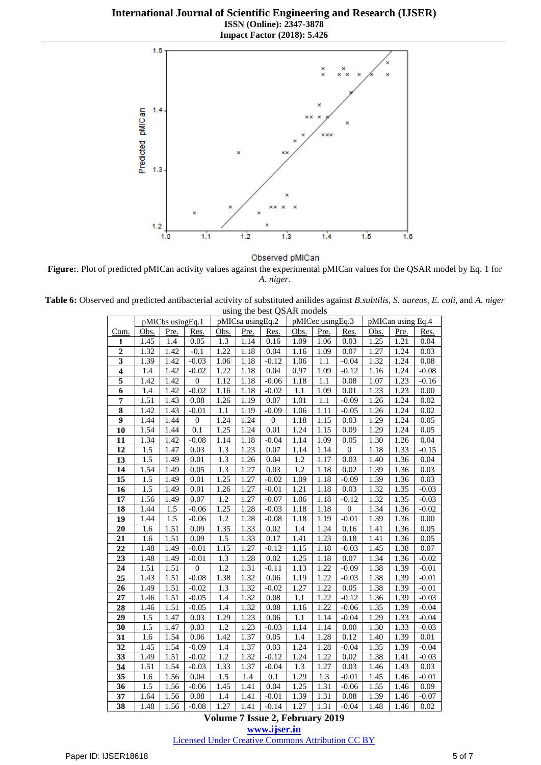**Figure:**. Plot of predicted pMICan activity values against the experimental pMICan values for the QSAR model by Eq. 1 for *A. niger*.

**Table 6:** Observed and predicted antibacterial activity of substituted anilides against *B.subtilis*, *S. aureus*, *E. coli*, and *A. niger* using the best QSAR models

| | pMICbs usingEq.1 | | | pMICsa usingEq.2 | | | pMICec usingEq.3 | | | pMICan using Eq.4 | | |
|---|---|---|---|---|---|---|---|---|---|---|---|---|
| Com. | Obs. | Pre. | Res. | Obs. | Pre. | Res. | Obs. | Pre. | Res. | Obs. | Pre. | Res. |
| **1** | 1.45 | 1.4 | 0.05 | 1.3 | 1.14 | 0.16 | 1.09 | 1.06 | 0.03 | 1.25 | 1.21 | 0.04 |
| **2** | 1.32 | 1.42 | -0.1 | 1.22 | 1.18 | 0.04 | 1.16 | 1.09 | 0.07 | 1.27 | 1.24 | 0.03 |
| **3** | 1.39 | 1.42 | -0.03 | 1.06 | 1.18 | -0.12 | 1.06 | 1.1 | -0.04 | 1.32 | 1.24 | 0.08 |
| **4** | 1.4 | 1.42 | -0.02 | 1.22 | 1.18 | 0.04 | 0.97 | 1.09 | -0.12 | 1.16 | 1.24 | -0.08 |
| **5** | 1.42 | 1.42 | 0 | 1.12 | 1.18 | -0.06 | 1.18 | 1.1 | 0.08 | 1.07 | 1.23 | -0.16 |
| **6** | 1.4 | 1.42 | -0.02 | 1.16 | 1.18 | -0.02 | 1.1 | 1.09 | 0.01 | 1.23 | 1.23 | 0.00 |
| **7** | 1.51 | 1.43 | 0.08 | 1.26 | 1.19 | 0.07 | 1.01 | 1.1 | -0.09 | 1.26 | 1.24 | 0.02 |
| **8** | 1.42 | 1.43 | -0.01 | 1.1 | 1.19 | -0.09 | 1.06 | 1.11 | -0.05 | 1.26 | 1.24 | 0.02 |
| **9** | 1.44 | 1.44 | 0 | 1.24 | 1.24 | 0 | 1.18 | 1.15 | 0.03 | 1.29 | 1.24 | 0.05 |
| **10** | 1.54 | 1.44 | 0.1 | 1.25 | 1.24 | 0.01 | 1.24 | 1.15 | 0.09 | 1.29 | 1.24 | 0.05 |
| **11** | 1.34 | 1.42 | -0.08 | 1.14 | 1.18 | -0.04 | 1.14 | 1.09 | 0.05 | 1.30 | 1.26 | 0.04 |
| **12** | 1.5 | 1.47 | 0.03 | 1.3 | 1.23 | 0.07 | 1.14 | 1.14 | 0 | 1.18 | 1.33 | -0.15 |
| **13** | 1.5 | 1.49 | 0.01 | 1.3 | 1.26 | 0.04 | 1.2 | 1.17 | 0.03 | 1.40 | 1.36 | 0.04 |
| **14** | 1.54 | 1.49 | 0.05 | 1.3 | 1.27 | 0.03 | 1.2 | 1.18 | 0.02 | 1.39 | 1.36 | 0.03 |
| **15** | 1.5 | 1.49 | 0.01 | 1.25 | 1.27 | -0.02 | 1.09 | 1.18 | -0.09 | 1.39 | 1.36 | 0.03 |
| **16** | 1.5 | 1.49 | 0.01 | 1.26 | 1.27 | -0.01 | 1.21 | 1.18 | 0.03 | 1.32 | 1.35 | -0.03 |
| **17** | 1.56 | 1.49 | 0.07 | 1.2 | 1.27 | -0.07 | 1.06 | 1.18 | -0.12 | 1.32 | 1.35 | -0.03 |
| **18** | 1.44 | 1.5 | -0.06 | 1.25 | 1.28 | -0.03 | 1.18 | 1.18 | 0 | 1.34 | 1.36 | -0.02 |
| **19** | 1.44 | 1.5 | -0.06 | 1.2 | 1.28 | -0.08 | 1.18 | 1.19 | -0.01 | 1.39 | 1.36 | 0.00 |
| **20** | 1.6 | 1.51 | 0.09 | 1.35 | 1.33 | 0.02 | 1.4 | 1.24 | 0.16 | 1.41 | 1.36 | 0.05 |
| **21** | 1.6 | 1.51 | 0.09 | 1.5 | 1.33 | 0.17 | 1.41 | 1.23 | 0.18 | 1.41 | 1.36 | 0.05 |
| **22** | 1.48 | 1.49 | -0.01 | 1.15 | 1.27 | -0.12 | 1.15 | 1.18 | -0.03 | 1.45 | 1.38 | 0.07 |
| **23** | 1.48 | 1.49 | -0.01 | 1.3 | 1.28 | 0.02 | 1.25 | 1.18 | 0.07 | 1.34 | 1.36 | -0.02 |
| **24** | 1.51 | 1.51 | 0 | 1.2 | 1.31 | -0.11 | 1.13 | 1.22 | -0.09 | 1.38 | 1.39 | -0.01 |
| **25** | 1.43 | 1.51 | -0.08 | 1.38 | 1.32 | 0.06 | 1.19 | 1.22 | -0.03 | 1.38 | 1.39 | -0.01 |
| **26** | 1.49 | 1.51 | -0.02 | 1.3 | 1.32 | -0.02 | 1.27 | 1.22 | 0.05 | 1.38 | 1.39 | -0.01 |
| **27** | 1.46 | 1.51 | -0.05 | 1.4 | 1.32 | 0.08 | 1.1 | 1.22 | -0.12 | 1.36 | 1.39 | -0.03 |
| **28** | 1.46 | 1.51 | -0.05 | 1.4 | 1.32 | 0.08 | 1.16 | 1.22 | -0.06 | 1.35 | 1.39 | -0.04 |
| **29** | 1.5 | 1.47 | 0.03 | 1.29 | 1.23 | 0.06 | 1.1 | 1.14 | -0.04 | 1.29 | 1.33 | -0.04 |
| **30** | 1.5 | 1.47 | 0.03 | 1.2 | 1.23 | -0.03 | 1.14 | 1.14 | 0.00 | 1.30 | 1.33 | -0.03 |
| **31** | 1.6 | 1.54 | 0.06 | 1.42 | 1.37 | 0.05 | 1.4 | 1.28 | 0.12 | 1.40 | 1.39 | 0.01 |
| **32** | 1.45 | 1.54 | -0.09 | 1.4 | 1.37 | 0.03 | 1.24 | 1.28 | -0.04 | 1.35 | 1.39 | -0.04 |
| **33** | 1.49 | 1.51 | -0.02 | 1.2 | 1.32 | -0.12 | 1.24 | 1.22 | 0.02 | 1.38 | 1.41 | -0.03 |
| **34** | 1.51 | 1.54 | -0.03 | 1.33 | 1.37 | -0.04 | 1.3 | 1.27 | 0.03 | 1.46 | 1.43 | 0.03 |
| **35** | 1.6 | 1.56 | 0.04 | 1.5 | 1.4 | 0.1 | 1.29 | 1.3 | -0.01 | 1.45 | 1.46 | -0.01 |
| **36** | 1.5 | 1.56 | -0.06 | 1.45 | 1.41 | 0.04 | 1.25 | 1.31 | -0.06 | 1.55 | 1.46 | 0.09 |
| **37** | 1.64 | 1.56 | 0.08 | 1.4 | 1.41 | -0.01 | 1.39 | 1.31 | 0.08 | 1.39 | 1.46 | -0.07 |
| **38** | 1.48 | 1.56 | -0.08 | 1.27 | 1.41 | -0.14 | 1.27 | 1.31 | -0.04 | 1.48 | 1.46 | 0.02 |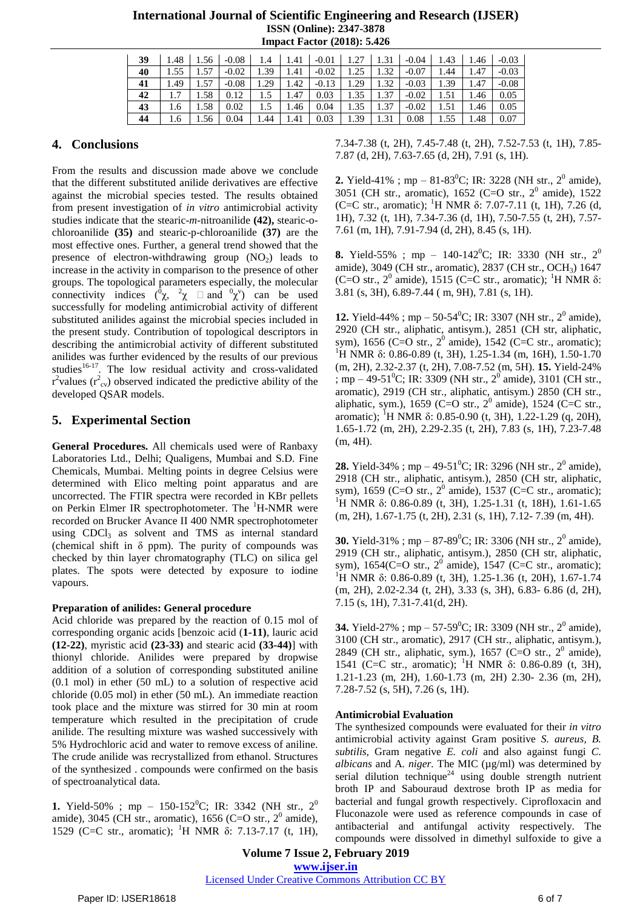| 39 | 1.48 | 1.56 | -0.08 | 1.4 | 1.41 | -0.01 | 1.27 | 1.31 | -0.04 | 1.43 | 1.46 | -0.03 |
|---|---|---|---|---|---|---|---|---|---|---|---|---|
| 40 | 1.55 | 1.57 | -0.02 | 1.39 | 1.41 | -0.02 | 1.25 | 1.32 | -0.07 | 1.44 | 1.47 | -0.03 |
| 41 | 1.49 | 1.57 | -0.08 | 1.29 | 1.42 | -0.13 | 1.29 | 1.32 | -0.03 | 1.39 | 1.47 | -0.08 |
| 42 | 1.7 | 1.58 | 0.12 | 1.5 | 1.47 | 0.03 | 1.35 | 1.37 | -0.02 | 1.51 | 1.46 | 0.05 |
| 43 | 1.6 | 1.58 | 0.02 | 1.5 | 1.46 | 0.04 | 1.35 | 1.37 | -0.02 | 1.51 | 1.46 | 0.05 |
| 44 | 1.6 | 1.56 | 0.04 | 1.44 | 1.41 | 0.03 | 1.39 | 1.31 | 0.08 | 1.55 | 1.48 | 0.07 |

## 4. Conclusions

From the results and discussion made above we conclude that the different substituted anilide derivatives are effective against the microbial species tested. The results obtained from present investigation of *in vitro* antimicrobial activity studies indicate that the stearic-*m*-nitroanilide **(42),** stearic-o-chloroanilide **(35)** and stearic-p-chloroanilide **(37)** are the most effective ones. Further, a general trend showed that the presence of electron-withdrawing group ($NO_2$) leads to increase in the activity in comparison to the presence of other groups. The topological parameters especially, the molecular connectivity indices ($^0\chi$, $^2\chi$ and $^0\chi^v$) can be used successfully for modeling antimicrobial activity of different substituted anilides against the microbial species included in the present study. Contribution of topological descriptors in describing the antimicrobial activity of different substituted anilides was further evidenced by the results of our previous studies[16-17]. The low residual activity and cross-validated $r^2$values ($r^2_{cv}$) observed indicated the predictive ability of the developed QSAR models.

## 5. Experimental Section

**General Procedures.** All chemicals used were of Ranbaxy Laboratories Ltd., Delhi; Qualigens, Mumbai and S.D. Fine Chemicals, Mumbai. Melting points in degree Celsius were determined with Elico melting point apparatus and are uncorrected. The FTIR spectra were recorded in KBr pellets on Perkin Elmer IR spectrophotometer. The $^1$H-NMR were recorded on Brucker Avance II 400 NMR spectrophotometer using $CDCl_3$ as solvent and TMS as internal standard (chemical shift in δ ppm). The purity of compounds was checked by thin layer chromatography (TLC) on silica gel plates. The spots were detected by exposure to iodine vapours.

**Preparation of anilides: General procedure**

Acid chloride was prepared by the reaction of 0.15 mol of corresponding organic acids [benzoic acid (**1-11**), lauric acid **(12-22)**, myristic acid **(23-33)** and stearic acid **(33-44)**] with thionyl chloride. Anilides were prepared by dropwise addition of a solution of corresponding substituted aniline (0.1 mol) in ether (50 mL) to a solution of respective acid chloride (0.05 mol) in ether (50 mL). An immediate reaction took place and the mixture was stirred for 30 min at room temperature which resulted in the precipitation of crude anilide. The resulting mixture was washed successively with 5% Hydrochloric acid and water to remove excess of aniline. The crude anilide was recrystallized from ethanol. Structures of the synthesized . compounds were confirmed on the basis of spectroanalytical data.

**1.** Yield-50% ; mp – 150-152$^0$C; IR: 3342 (NH str., $2^0$ amide), 3045 (CH str., aromatic), 1656 (C=O str., $2^0$ amide), 1529 (C=C str., aromatic); $^1$H NMR δ: 7.13-7.17 (t, 1H), 7.34-7.38 (t, 2H), 7.45-7.48 (t, 2H), 7.52-7.53 (t, 1H), 7.85-7.87 (d, 2H), 7.63-7.65 (d, 2H), 7.91 (s, 1H).

**2.** Yield-41% ; mp – 81-83$^0$C; IR: 3228 (NH str., $2^0$ amide), 3051 (CH str., aromatic), 1652 (C=O str., $2^0$ amide), 1522 (C=C str., aromatic); $^1$H NMR δ: 7.07-7.11 (t, 1H), 7.26 (d, 1H), 7.32 (t, 1H), 7.34-7.36 (d, 1H), 7.50-7.55 (t, 2H), 7.57-7.61 (m, 1H), 7.91-7.94 (d, 2H), 8.45 (s, 1H).

**8.** Yield-55% ; mp – 140-142$^0$C; IR: 3330 (NH str., $2^0$ amide), 3049 (CH str., aromatic), 2837 (CH str., $OCH_3$) 1647 (C=O str., $2^0$ amide), 1515 (C=C str., aromatic); $^1$H NMR δ: 3.81 (s, 3H), 6.89-7.44 ( m, 9H), 7.81 (s, 1H).

**12.** Yield-44% ; mp – 50-54$^0$C; IR: 3307 (NH str., $2^0$ amide), 2920 (CH str., aliphatic, antisym.), 2851 (CH str, aliphatic, sym), 1656 (C=O str., $2^0$ amide), 1542 (C=C str., aromatic); $^1$H NMR δ: 0.86-0.89 (t, 3H), 1.25-1.34 (m, 16H), 1.50-1.70 (m, 2H), 2.32-2.37 (t, 2H), 7.08-7.52 (m, 5H). **15.** Yield-24% ; mp – 49-51$^0$C; IR: 3309 (NH str., $2^0$ amide), 3101 (CH str., aromatic), 2919 (CH str., aliphatic, antisym.) 2850 (CH str., aliphatic, sym.), 1659 (C=O str., $2^0$ amide), 1524 (C=C str., aromatic); $^1$H NMR δ: 0.85-0.90 (t, 3H), 1.22-1.29 (q, 20H), 1.65-1.72 (m, 2H), 2.29-2.35 (t, 2H), 7.83 (s, 1H), 7.23-7.48 (m, 4H).

**28.** Yield-34% ; mp – 49-51$^0$C; IR: 3296 (NH str., $2^0$ amide), 2918 (CH str., aliphatic, antisym.), 2850 (CH str., aliphatic, sym), 1659 (C=O str., $2^0$ amide), 1537 (C=C str., aromatic); $^1$H NMR δ: 0.86-0.89 (t, 3H), 1.25-1.31 (t, 18H), 1.61-1.65 (m, 2H), 1.67-1.75 (t, 2H), 2.31 (s, 1H), 7.12- 7.39 (m, 4H).

**30.** Yield-31% ; mp – 87-89$^0$C; IR: 3306 (NH str., $2^0$ amide), 2919 (CH str., aliphatic, antisym.), 2850 (CH str., aliphatic, sym), 1654(C=O str., $2^0$ amide), 1547 (C=C str., aromatic); $^1$H NMR δ: 0.86-0.89 (t, 3H), 1.25-1.36 (t, 20H), 1.67-1.74 (m, 2H), 2.02-2.34 (t, 2H), 3.33 (s, 3H), 6.83- 6.86 (d, 2H), 7.15 (s, 1H), 7.31-7.41(d, 2H).

**34.** Yield-27% ; mp – 57-59$^0$C; IR: 3309 (NH str., $2^0$ amide), 3100 (CH str., aromatic), 2917 (CH str., aliphatic, antisym.), 2849 (CH str., aliphatic, sym.), 1657 (C=O str., $2^0$ amide), 1541 (C=C str., aromatic); $^1$H NMR δ: 0.86-0.89 (t, 3H), 1.21-1.23 (m, 2H), 1.60-1.73 (m, 2H) 2.30- 2.36 (m, 2H), 7.28-7.52 (s, 5H), 7.26 (s, 1H).

**Antimicrobial Evaluation**

The synthesized compounds were evaluated for their *in vitro* antimicrobial activity against Gram positive *S. aureus, B. subtilis*, Gram negative *E. coli* and also against fungi *C. albicans* and *A. niger.* The MIC (µg/ml) was determined by serial dilution technique[24] using double strength nutrient broth IP and Sabouraud dextrose broth IP as media for bacterial and fungal growth respectively. Ciprofloxacin and Fluconazole were used as reference compounds in case of antibacterial and antifungal activity respectively. The compounds were dissolved in dimethyl sulfoxide to give a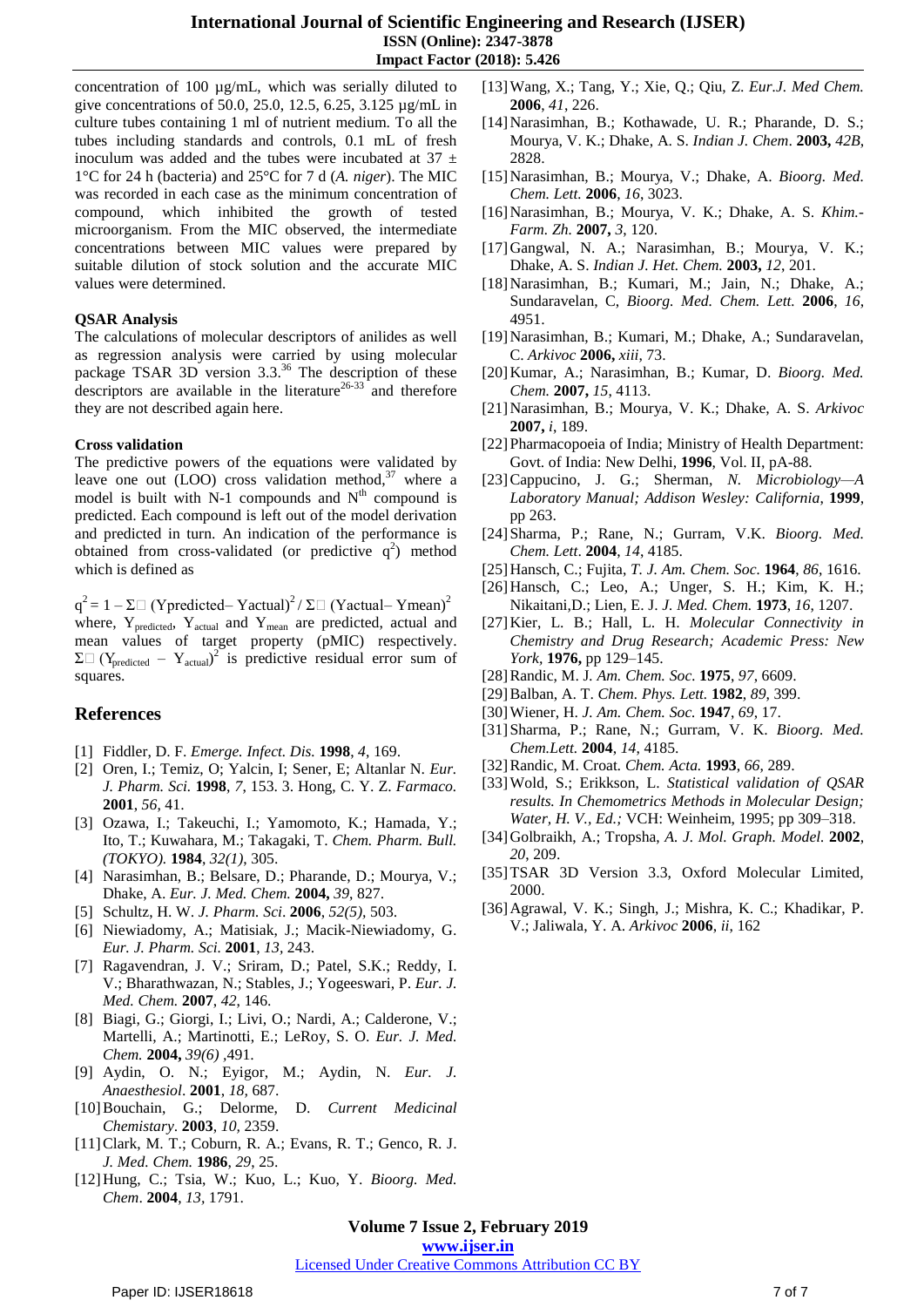concentration of 100 µg/mL, which was serially diluted to give concentrations of 50.0, 25.0, 12.5, 6.25, 3.125 µg/mL in culture tubes containing 1 ml of nutrient medium. To all the tubes including standards and controls, 0.1 mL of fresh inoculum was added and the tubes were incubated at 37 ± 1°C for 24 h (bacteria) and 25°C for 7 d (*A. niger*). The MIC was recorded in each case as the minimum concentration of compound, which inhibited the growth of tested microorganism. From the MIC observed, the intermediate concentrations between MIC values were prepared by suitable dilution of stock solution and the accurate MIC values were determined.

### QSAR Analysis

The calculations of molecular descriptors of anilides as well as regression analysis were carried by using molecular package TSAR 3D version 3.3.[36] The description of these descriptors are available in the literature[26-33] and therefore they are not described again here.

### Cross validation

The predictive powers of the equations were validated by leave one out (LOO) cross validation method,[37] where a model is built with N-1 compounds and $N^{th}$ compound is predicted. Each compound is left out of the model derivation and predicted in turn. An indication of the performance is obtained from cross-validated (or predictive $q^2$) method which is defined as

$$q^2 = 1 - \Sigma (Y_{predicted} - Y_{actual})^2 / \Sigma (Y_{actual} - Y_{mean})^2$$

where, $Y_{predicted}$, $Y_{actual}$ and $Y_{mean}$ are predicted, actual and mean values of target property (pMIC) respectively. $\Sigma (Y_{predicted} - Y_{actual})^2$ is predictive residual error sum of squares.

## References

[1] Fiddler, D. F. *Emerge. Infect. Dis.* **1998**, *4*, 169.
[2] Oren, I.; Temiz, O; Yalcin, I; Sener, E; Altanlar N. *Eur. J. Pharm. Sci.* **1998**, *7*, 153. 3. Hong, C. Y. Z. *Farmaco.* **2001**, *56*, 41.
[3] Ozawa, I.; Takeuchi, I.; Yamomoto, K.; Hamada, Y.; Ito, T.; Kuwahara, M.; Takagaki, T. *Chem. Pharm. Bull. (TOKYO).* **1984**, *32(1)*, 305.
[4] Narasimhan, B.; Belsare, D.; Pharande, D.; Mourya, V.; Dhake, A. *Eur. J. Med. Chem.* **2004,** *39*, 827.
[5] Schultz, H. W. *J. Pharm. Sci.* **2006**, *52(5)*, 503.
[6] Niewiadomy, A.; Matisiak, J.; Macik-Niewiadomy, G. *Eur. J. Pharm. Sci.* **2001**, *13*, 243.
[7] Ragavendran, J. V.; Sriram, D.; Patel, S.K.; Reddy, I. V.; Bharathwazan, N.; Stables, J.; Yogeeswari, P. *Eur. J. Med. Chem.* **2007**, *42*, 146.
[8] Biagi, G.; Giorgi, I.; Livi, O.; Nardi, A.; Calderone, V.; Martelli, A.; Martinotti, E.; LeRoy, S. O. *Eur. J. Med. Chem.* **2004,** *39(6)* ,491.
[9] Aydin, O. N.; Eyigor, M.; Aydin, N. *Eur. J. Anaesthesiol*. **2001**, *18*, 687.
[10] Bouchain, G.; Delorme, D. *Current Medicinal Chemistary*. **2003**, *10,* 2359.
[11] Clark, M. T.; Coburn, R. A.; Evans, R. T.; Genco, R. J. *J. Med. Chem.* **1986**, *29*, 25.
[12] Hung, C.; Tsia, W.; Kuo, L.; Kuo, Y. *Bioorg. Med. Chem*. **2004**, *13*, 1791.
[13] Wang, X.; Tang, Y.; Xie, Q.; Qiu, Z. *Eur.J. Med Chem.* **2006**, *41*, 226.
[14] Narasimhan, B.; Kothawade, U. R.; Pharande, D. S.; Mourya, V. K.; Dhake, A. S. *Indian J. Chem*. **2003,** *42B*, 2828.
[15] Narasimhan, B.; Mourya, V.; Dhake, A. *Bioorg. Med. Chem. Lett.* **2006**, *16*, 3023.
[16] Narasimhan, B.; Mourya, V. K.; Dhake, A. S. *Khim.-Farm. Zh.* **2007,** *3*, 120.
[17] Gangwal, N. A.; Narasimhan, B.; Mourya, V. K.; Dhake, A. S. *Indian J. Het. Chem.* **2003,** *12*, 201.
[18] Narasimhan, B.; Kumari, M.; Jain, N.; Dhake, A.; Sundaravelan, C, *Bioorg. Med. Chem. Lett.* **2006**, *16*, 4951.
[19] Narasimhan, B.; Kumari, M.; Dhake, A.; Sundaravelan, C. *Arkivoc* **2006,** *xiii*, 73.
[20] Kumar, A.; Narasimhan, B.; Kumar, D. *Bioorg. Med. Chem.* **2007,** *15*, 4113.
[21] Narasimhan, B.; Mourya, V. K.; Dhake, A. S. *Arkivoc* **2007,** *i*, 189.
[22] Pharmacopoeia of India; Ministry of Health Department: Govt. of India: New Delhi, **1996**, Vol. II, pA-88.
[23] Cappucino, J. G.; Sherman, *N. Microbiology—A Laboratory Manual; Addison Wesley: California*, **1999**, pp 263.
[24] Sharma, P.; Rane, N.; Gurram, V.K. *Bioorg. Med. Chem. Lett*. **2004**, *14*, 4185.
[25] Hansch, C.; Fujita, *T. J. Am. Chem. Soc.* **1964**, *86*, 1616.
[26] Hansch, C.; Leo, A.; Unger, S. H.; Kim, K. H.; Nikaitani,D.; Lien, E. J. *J. Med. Chem.* **1973**, *16*, 1207.
[27] Kier, L. B.; Hall, L. H. *Molecular Connectivity in Chemistry and Drug Research; Academic Press: New York,* **1976,** pp 129–145.
[28] Randic, M. J. *Am. Chem. Soc*. **1975**, *97*, 6609.
[29] Balban, A. T. *Chem. Phys. Lett.* **1982**, *89*, 399.
[30] Wiener, H. *J. Am. Chem. Soc.* **1947**, *69*, 17.
[31] Sharma, P.; Rane, N.; Gurram, V. K. *Bioorg. Med. Chem.Lett.* **2004**, *14,* 4185.
[32] Randic, M. Croat. *Chem. Acta.* **1993**, *66*, 289.
[33] Wold, S.; Erikkson, L. *Statistical validation of QSAR results. In Chemometrics Methods in Molecular Design; Water, H. V., Ed.;* VCH: Weinheim, 1995; pp 309–318.
[34] Golbraikh, A.; Tropsha, *A. J. Mol. Graph. Model.* **2002**, *20*, 209.
[35] TSAR 3D Version 3.3, Oxford Molecular Limited, 2000.
[36] Agrawal, V. K.; Singh, J.; Mishra, K. C.; Khadikar, P. V.; Jaliwala, Y. A. *Arkivoc* **2006**, *ii*, 162